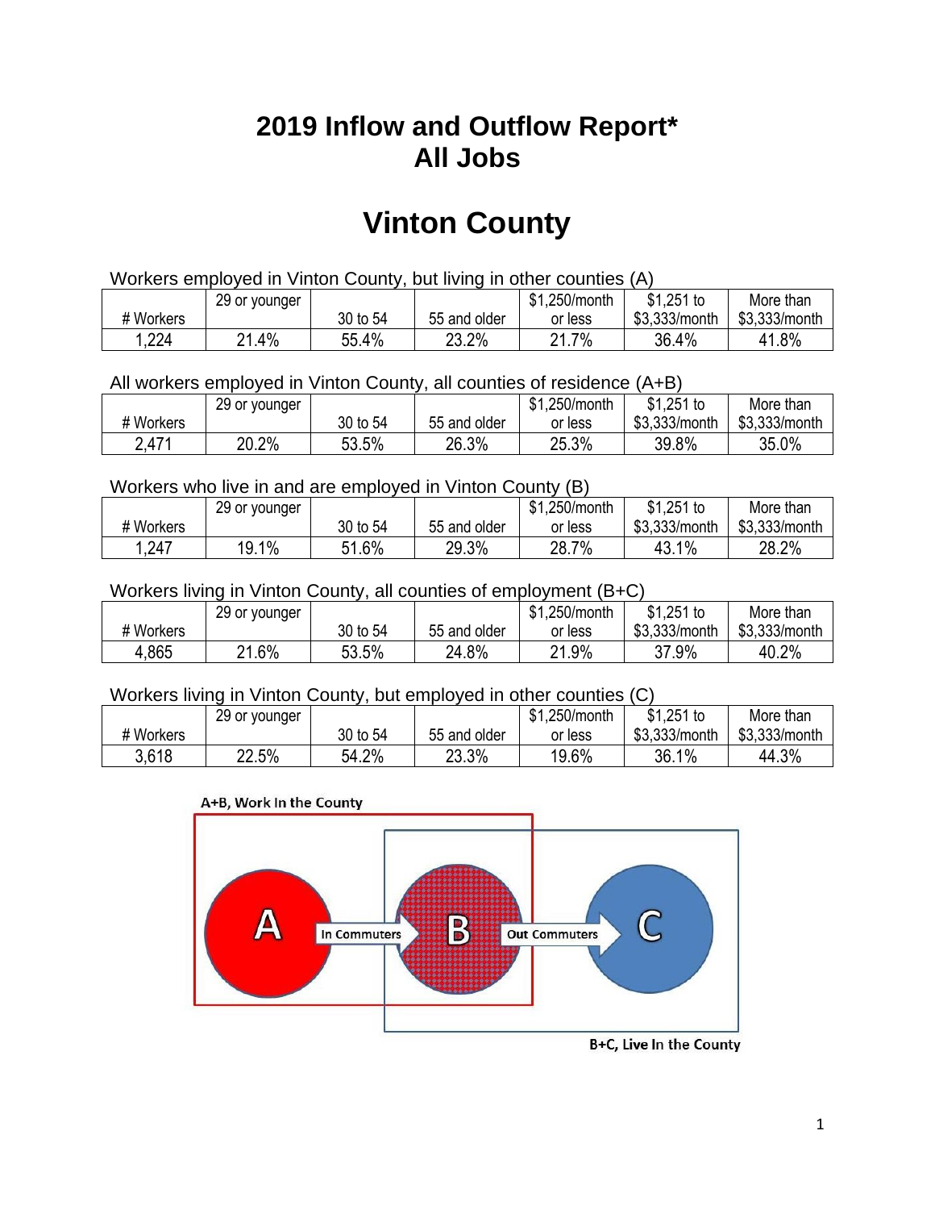# 2019 Inflow and Outflow Report*
# All Jobs

# Vinton County

Workers employed in Vinton County, but living in other counties (A)

| # Workers | 29 or younger | 30 to 54 | 55 and older | $1,250/month or less | $1,251 to $3,333/month | More than $3,333/month |
|---|---|---|---|---|---|---|
| 1,224 | 21.4% | 55.4% | 23.2% | 21.7% | 36.4% | 41.8% |

All workers employed in Vinton County, all counties of residence (A+B)

| # Workers | 29 or younger | 30 to 54 | 55 and older | $1,250/month or less | $1,251 to $3,333/month | More than $3,333/month |
|---|---|---|---|---|---|---|
| 2,471 | 20.2% | 53.5% | 26.3% | 25.3% | 39.8% | 35.0% |

Workers who live in and are employed in Vinton County (B)

| # Workers | 29 or younger | 30 to 54 | 55 and older | $1,250/month or less | $1,251 to $3,333/month | More than $3,333/month |
|---|---|---|---|---|---|---|
| 1,247 | 19.1% | 51.6% | 29.3% | 28.7% | 43.1% | 28.2% |

Workers living in Vinton County, all counties of employment (B+C)

| # Workers | 29 or younger | 30 to 54 | 55 and older | $1,250/month or less | $1,251 to $3,333/month | More than $3,333/month |
|---|---|---|---|---|---|---|
| 4,865 | 21.6% | 53.5% | 24.8% | 21.9% | 37.9% | 40.2% |

Workers living in Vinton County, but employed in other counties (C)

| # Workers | 29 or younger | 30 to 54 | 55 and older | $1,250/month or less | $1,251 to $3,333/month | More than $3,333/month |
|---|---|---|---|---|---|---|
| 3,618 | 22.5% | 54.2% | 23.3% | 19.6% | 36.1% | 44.3% |

A+B, Work In the County

A → In Commuters → B → Out Commuters → C

B+C, Live In the County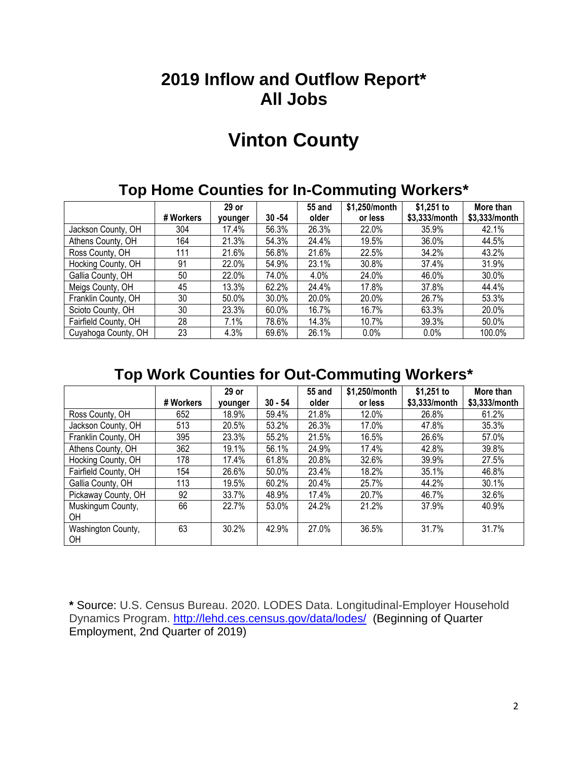# 2019 Inflow and Outflow Report*
# All Jobs

# Vinton County

## Top Home Counties for In-Commuting Workers*

| | # Workers | 29 or younger | 30 -54 | 55 and older | $1,250/month or less | $1,251 to $3,333/month | More than $3,333/month |
|---|---|---|---|---|---|---|---|
| Jackson County, OH | 304 | 17.4% | 56.3% | 26.3% | 22.0% | 35.9% | 42.1% |
| Athens County, OH | 164 | 21.3% | 54.3% | 24.4% | 19.5% | 36.0% | 44.5% |
| Ross County, OH | 111 | 21.6% | 56.8% | 21.6% | 22.5% | 34.2% | 43.2% |
| Hocking County, OH | 91 | 22.0% | 54.9% | 23.1% | 30.8% | 37.4% | 31.9% |
| Gallia County, OH | 50 | 22.0% | 74.0% | 4.0% | 24.0% | 46.0% | 30.0% |
| Meigs County, OH | 45 | 13.3% | 62.2% | 24.4% | 17.8% | 37.8% | 44.4% |
| Franklin County, OH | 30 | 50.0% | 30.0% | 20.0% | 20.0% | 26.7% | 53.3% |
| Scioto County, OH | 30 | 23.3% | 60.0% | 16.7% | 16.7% | 63.3% | 20.0% |
| Fairfield County, OH | 28 | 7.1% | 78.6% | 14.3% | 10.7% | 39.3% | 50.0% |
| Cuyahoga County, OH | 23 | 4.3% | 69.6% | 26.1% | 0.0% | 0.0% | 100.0% |

## Top Work Counties for Out-Commuting Workers*

| | # Workers | 29 or younger | 30 - 54 | 55 and older | $1,250/month or less | $1,251 to $3,333/month | More than $3,333/month |
|---|---|---|---|---|---|---|---|
| Ross County, OH | 652 | 18.9% | 59.4% | 21.8% | 12.0% | 26.8% | 61.2% |
| Jackson County, OH | 513 | 20.5% | 53.2% | 26.3% | 17.0% | 47.8% | 35.3% |
| Franklin County, OH | 395 | 23.3% | 55.2% | 21.5% | 16.5% | 26.6% | 57.0% |
| Athens County, OH | 362 | 19.1% | 56.1% | 24.9% | 17.4% | 42.8% | 39.8% |
| Hocking County, OH | 178 | 17.4% | 61.8% | 20.8% | 32.6% | 39.9% | 27.5% |
| Fairfield County, OH | 154 | 26.6% | 50.0% | 23.4% | 18.2% | 35.1% | 46.8% |
| Gallia County, OH | 113 | 19.5% | 60.2% | 20.4% | 25.7% | 44.2% | 30.1% |
| Pickaway County, OH | 92 | 33.7% | 48.9% | 17.4% | 20.7% | 46.7% | 32.6% |
| Muskingum County, OH | 66 | 22.7% | 53.0% | 24.2% | 21.2% | 37.9% | 40.9% |
| Washington County, OH | 63 | 30.2% | 42.9% | 27.0% | 36.5% | 31.7% | 31.7% |

**\*** Source: U.S. Census Bureau. 2020. LODES Data. Longitudinal-Employer Household Dynamics Program. http://lehd.ces.census.gov/data/lodes/ (Beginning of Quarter Employment, 2nd Quarter of 2019)